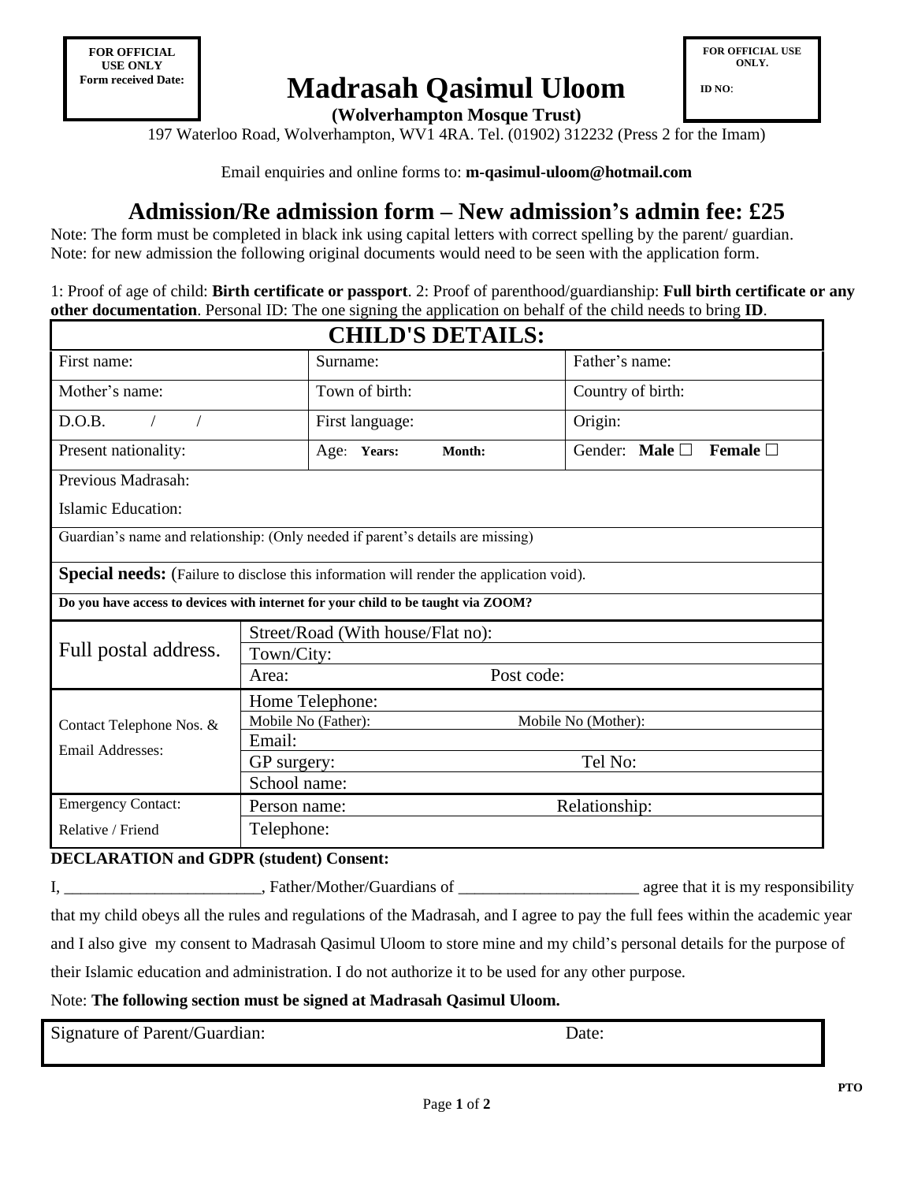**FOR OFFICIAL USE ONLY**
**Form received Date:**

**FOR OFFICIAL USE ONLY.**
**ID NO**:

# Madrasah Qasimul Uloom

**(Wolverhampton Mosque Trust)**

197 Waterloo Road, Wolverhampton, WV1 4RA. Tel. (01902) 312232 (Press 2 for the Imam)

Email enquiries and online forms to: **m-qasimul-uloom@hotmail.com**

## Admission/Re admission form – New admission's admin fee: £25

Note: The form must be completed in black ink using capital letters with correct spelling by the parent/ guardian.
Note: for new admission the following original documents would need to be seen with the application form.

1: Proof of age of child: **Birth certificate or passport**. 2: Proof of parenthood/guardianship: **Full birth certificate or any other documentation**. Personal ID: The one signing the application on behalf of the child needs to bring **ID**.

| **CHILD'S DETAILS:** | | |
|---|---|---|
| First name: | Surname: | Father's name: |
| Mother's name: | Town of birth: | Country of birth: |
| D.O.B. / / | First language: | Origin: |
| Present nationality: | Age: **Years:** **Month:** | Gender: **Male** ☐ **Female** ☐ |
| Previous Madrasah: Islamic Education: | | |
| Guardian's name and relationship: (Only needed if parent's details are missing) | | |
| **Special needs:** (Failure to disclose this information will render the application void). | | |
| **Do you have access to devices with internet for your child to be taught via ZOOM?** | | |

| | | |
|---|---|---|
| Full postal address. | Street/Road (With house/Flat no): | |
| | Town/City: | |
| | Area: | Post code: |
| Contact Telephone Nos. & Email Addresses: | Home Telephone: | |
| | Mobile No (Father): | Mobile No (Mother): |
| | Email: | |
| | GP surgery: | Tel No: |
| | School name: | |
| Emergency Contact: Relative / Friend | Person name: | Relationship: |
| | Telephone: | |

**DECLARATION and GDPR (student) Consent:**

I, ________________________, Father/Mother/Guardians of ______________________ agree that it is my responsibility that my child obeys all the rules and regulations of the Madrasah, and I agree to pay the full fees within the academic year and I also give my consent to Madrasah Qasimul Uloom to store mine and my child's personal details for the purpose of their Islamic education and administration. I do not authorize it to be used for any other purpose.

Note: **The following section must be signed at Madrasah Qasimul Uloom.**

| Signature of Parent/Guardian: | Date: |
|---|---|

**PTO**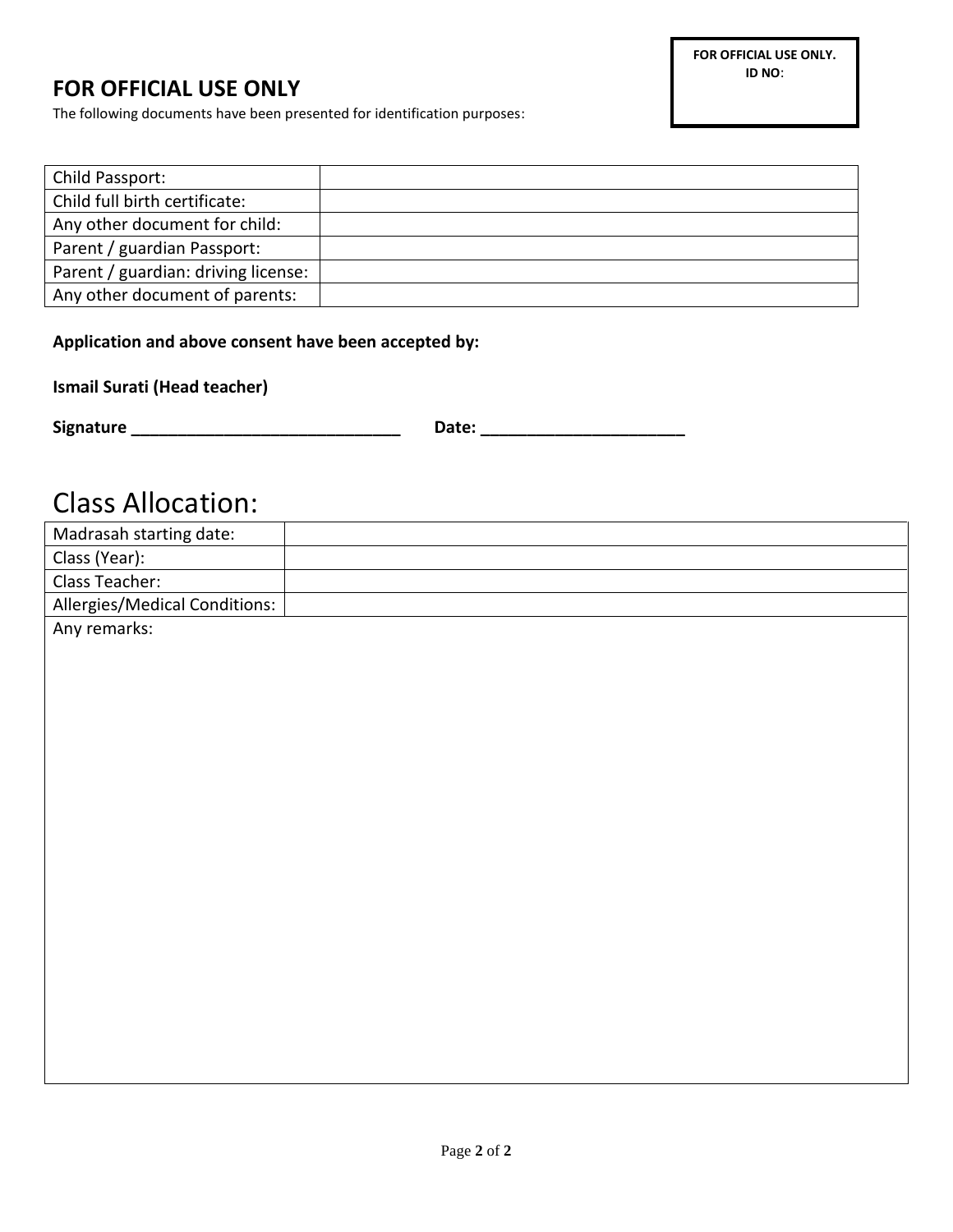**FOR OFFICIAL USE ONLY.**
**ID NO**:

## FOR OFFICIAL USE ONLY

The following documents have been presented for identification purposes:

| | |
|---|---|
| Child Passport: | |
| Child full birth certificate: | |
| Any other document for child: | |
| Parent / guardian Passport: | |
| Parent / guardian: driving license: | |
| Any other document of parents: | |

**Application and above consent have been accepted by:**

**Ismail Surati (Head teacher)**

**Signature ______________________________ Date: ______________________**

# Class Allocation:

| | |
|---|---|
| Madrasah starting date: | |
| Class (Year): | |
| Class Teacher: | |
| Allergies/Medical Conditions: | |
| Any remarks: | |